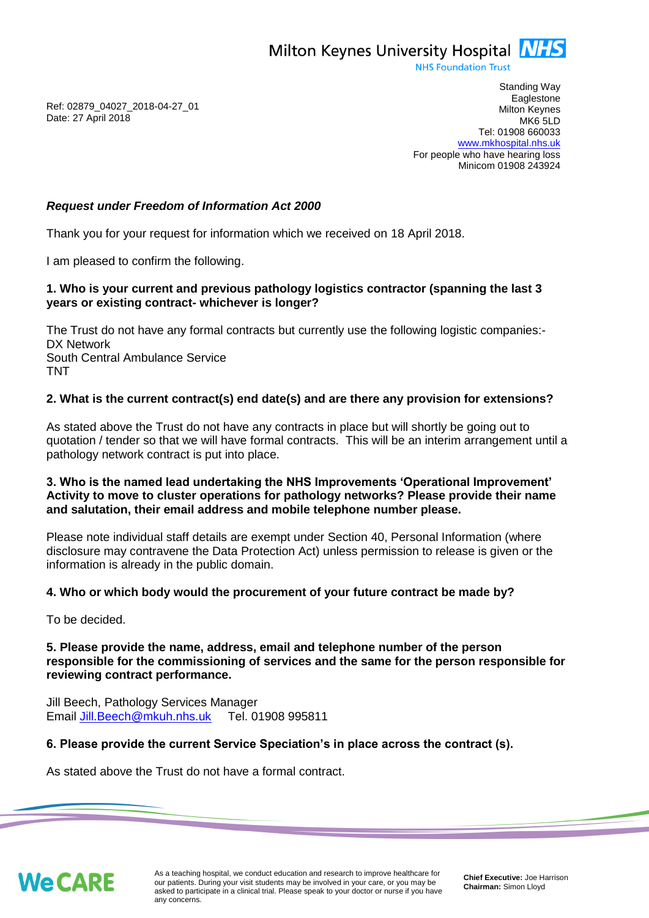Milton Keynes University Hospital NHS
NHS Foundation Trust

Standing Way
Eaglestone
Milton Keynes
MK6 5LD
Tel: 01908 660033
www.mkhospital.nhs.uk
For people who have hearing loss
Minicom 01908 243924

Ref: 02879_04027_2018-04-27_01
Date: 27 April 2018

***Request under Freedom of Information Act 2000***

Thank you for your request for information which we received on 18 April 2018.

I am pleased to confirm the following.

**1. Who is your current and previous pathology logistics contractor (spanning the last 3 years or existing contract- whichever is longer?**

The Trust do not have any formal contracts but currently use the following logistic companies:-
DX Network
South Central Ambulance Service
TNT

**2. What is the current contract(s) end date(s) and are there any provision for extensions?**

As stated above the Trust do not have any contracts in place but will shortly be going out to quotation / tender so that we will have formal contracts. This will be an interim arrangement until a pathology network contract is put into place.

**3. Who is the named lead undertaking the NHS Improvements 'Operational Improvement' Activity to move to cluster operations for pathology networks? Please provide their name and salutation, their email address and mobile telephone number please.**

Please note individual staff details are exempt under Section 40, Personal Information (where disclosure may contravene the Data Protection Act) unless permission to release is given or the information is already in the public domain.

**4. Who or which body would the procurement of your future contract be made by?**

To be decided.

**5. Please provide the name, address, email and telephone number of the person responsible for the commissioning of services and the same for the person responsible for reviewing contract performance.**

Jill Beech, Pathology Services Manager
Email Jill.Beech@mkuh.nhs.uk Tel. 01908 995811

**6. Please provide the current Service Speciation's in place across the contract (s).**

As stated above the Trust do not have a formal contract.

We CARE

As a teaching hospital, we conduct education and research to improve healthcare for our patients. During your visit students may be involved in your care, or you may be asked to participate in a clinical trial. Please speak to your doctor or nurse if you have any concerns.

**Chief Executive:** Joe Harrison
**Chairman:** Simon Lloyd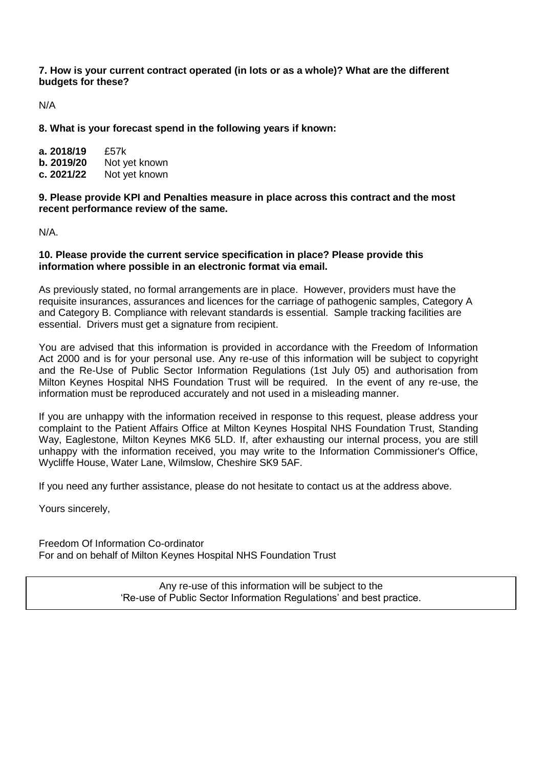**7. How is your current contract operated (in lots or as a whole)? What are the different budgets for these?**

N/A

**8. What is your forecast spend in the following years if known:**

**a. 2018/19** £57k
**b. 2019/20** Not yet known
**c. 2021/22** Not yet known

**9. Please provide KPI and Penalties measure in place across this contract and the most recent performance review of the same.**

N/A.

**10. Please provide the current service specification in place? Please provide this information where possible in an electronic format via email.**

As previously stated, no formal arrangements are in place. However, providers must have the requisite insurances, assurances and licences for the carriage of pathogenic samples, Category A and Category B. Compliance with relevant standards is essential. Sample tracking facilities are essential. Drivers must get a signature from recipient.

You are advised that this information is provided in accordance with the Freedom of Information Act 2000 and is for your personal use. Any re-use of this information will be subject to copyright and the Re-Use of Public Sector Information Regulations (1st July 05) and authorisation from Milton Keynes Hospital NHS Foundation Trust will be required. In the event of any re-use, the information must be reproduced accurately and not used in a misleading manner.

If you are unhappy with the information received in response to this request, please address your complaint to the Patient Affairs Office at Milton Keynes Hospital NHS Foundation Trust, Standing Way, Eaglestone, Milton Keynes MK6 5LD. If, after exhausting our internal process, you are still unhappy with the information received, you may write to the Information Commissioner's Office, Wycliffe House, Water Lane, Wilmslow, Cheshire SK9 5AF.

If you need any further assistance, please do not hesitate to contact us at the address above.

Yours sincerely,

Freedom Of Information Co-ordinator
For and on behalf of Milton Keynes Hospital NHS Foundation Trust

Any re-use of this information will be subject to the
'Re-use of Public Sector Information Regulations' and best practice.